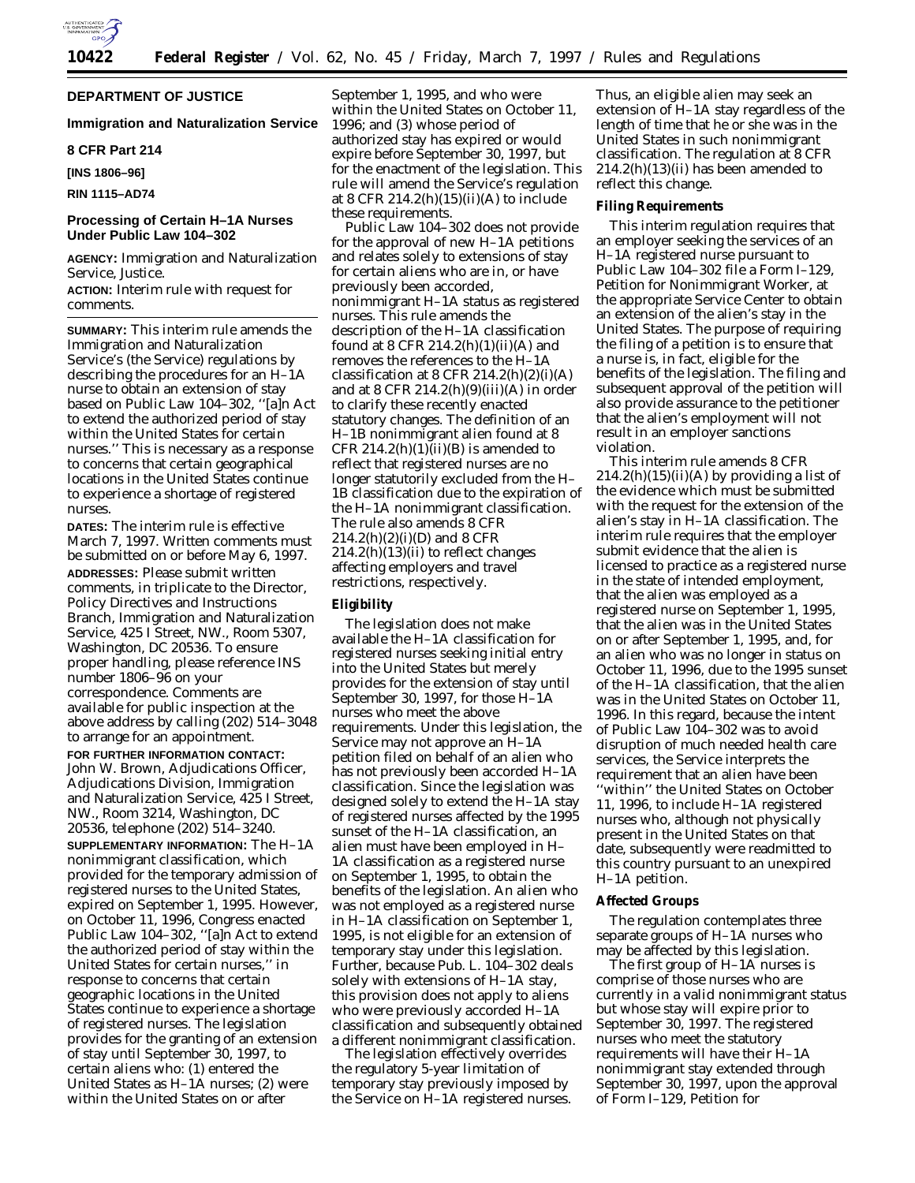**DEPARTMENT OF JUSTICE**

**Immigration and Naturalization Service**

**8 CFR Part 214**

**[INS 1806–96]**

**RIN 1115–AD74**

## Processing of Certain H–1A Nurses Under Public Law 104–302

**AGENCY:** Immigration and Naturalization Service, Justice.

**ACTION:** Interim rule with request for comments.

**SUMMARY:** This interim rule amends the Immigration and Naturalization Service's (the Service) regulations by describing the procedures for an H–1A nurse to obtain an extension of stay based on Public Law 104–302, ''[a]n Act to extend the authorized period of stay within the United States for certain nurses.'' This is necessary as a response to concerns that certain geographical locations in the United States continue to experience a shortage of registered nurses.

**DATES:** The interim rule is effective March 7, 1997. Written comments must be submitted on or before May 6, 1997.

**ADDRESSES:** Please submit written comments, in triplicate to the Director, Policy Directives and Instructions Branch, Immigration and Naturalization Service, 425 I Street, NW., Room 5307, Washington, DC 20536. To ensure proper handling, please reference INS number 1806–96 on your correspondence. Comments are available for public inspection at the above address by calling (202) 514–3048 to arrange for an appointment.

**FOR FURTHER INFORMATION CONTACT:** John W. Brown, Adjudications Officer, Adjudications Division, Immigration and Naturalization Service, 425 I Street, NW., Room 3214, Washington, DC 20536, telephone (202) 514–3240.

**SUPPLEMENTARY INFORMATION:** The H–1A nonimmigrant classification, which provided for the temporary admission of registered nurses to the United States, expired on September 1, 1995. However, on October 11, 1996, Congress enacted Public Law 104–302, ''[a]n Act to extend the authorized period of stay within the United States for certain nurses,'' in response to concerns that certain geographic locations in the United States continue to experience a shortage of registered nurses. The legislation provides for the granting of an extension of stay until September 30, 1997, to certain aliens who: (1) entered the United States as H–1A nurses; (2) were within the United States on or after September 1, 1995, and who were within the United States on October 11, 1996; and (3) whose period of authorized stay has expired or would expire before September 30, 1997, but for the enactment of the legislation. This rule will amend the Service's regulation at 8 CFR 214.2(h)(15)(ii)(A) to include these requirements.

Public Law 104–302 does not provide for the approval of new H–1A petitions and relates solely to extensions of stay for certain aliens who are in, or have previously been accorded, nonimmigrant H–1A status as registered nurses. This rule amends the description of the H–1A classification found at 8 CFR 214.2(h)(1)(ii)(A) and removes the references to the H–1A classification at 8 CFR 214.2(h)(2)(i)(A) and at 8 CFR 214.2(h)(9)(iii)(A) in order to clarify these recently enacted statutory changes. The definition of an H–1B nonimmigrant alien found at 8 CFR 214.2(h)(1)(ii)(B) is amended to reflect that registered nurses are no longer statutorily excluded from the H–1B classification due to the expiration of the H–1A nonimmigrant classification. The rule also amends 8 CFR 214.2(h)(2)(i)(D) and 8 CFR 214.2(h)(13)(ii) to reflect changes affecting employers and travel restrictions, respectively.

### Eligibility

The legislation does not make available the H–1A classification for registered nurses seeking initial entry into the United States but merely provides for the extension of stay until September 30, 1997, for those H–1A nurses who meet the above requirements. Under this legislation, the Service may not approve an H–1A petition filed on behalf of an alien who has not previously been accorded H–1A classification. Since the legislation was designed solely to extend the H–1A stay of registered nurses affected by the 1995 sunset of the H–1A classification, an alien must have been employed in H–1A classification as a registered nurse on September 1, 1995, to obtain the benefits of the legislation. An alien who was not employed as a registered nurse in H–1A classification on September 1, 1995, is not eligible for an extension of temporary stay under this legislation. Further, because Pub. L. 104–302 deals solely with extensions of H–1A stay, this provision does not apply to aliens who were previously accorded H–1A classification and subsequently obtained a different nonimmigrant classification.

The legislation effectively overrides the regulatory 5-year limitation of temporary stay previously imposed by the Service on H–1A registered nurses. Thus, an eligible alien may seek an extension of H–1A stay regardless of the length of time that he or she was in the United States in such nonimmigrant classification. The regulation at 8 CFR 214.2(h)(13)(ii) has been amended to reflect this change.

### Filing Requirements

This interim regulation requires that an employer seeking the services of an H–1A registered nurse pursuant to Public Law 104–302 file a Form I–129, Petition for Nonimmigrant Worker, at the appropriate Service Center to obtain an extension of the alien's stay in the United States. The purpose of requiring the filing of a petition is to ensure that a nurse is, in fact, eligible for the benefits of the legislation. The filing and subsequent approval of the petition will also provide assurance to the petitioner that the alien's employment will not result in an employer sanctions violation.

This interim rule amends 8 CFR 214.2(h)(15)(ii)(A) by providing a list of the evidence which must be submitted with the request for the extension of the alien's stay in H–1A classification. The interim rule requires that the employer submit evidence that the alien is licensed to practice as a registered nurse in the state of intended employment, that the alien was employed as a registered nurse on September 1, 1995, that the alien was in the United States on or after September 1, 1995, and, for an alien who was no longer in status on October 11, 1996, due to the 1995 sunset of the H–1A classification, that the alien was in the United States on October 11, 1996. In this regard, because the intent of Public Law 104–302 was to avoid disruption of much needed health care services, the Service interprets the requirement that an alien have been ''within'' the United States on October 11, 1996, to include H–1A registered nurses who, although not physically present in the United States on that date, subsequently were readmitted to this country pursuant to an unexpired H–1A petition.

### Affected Groups

The regulation contemplates three separate groups of H–1A nurses who may be affected by this legislation.

The first group of H–1A nurses is comprise of those nurses who are currently in a valid nonimmigrant status but whose stay will expire prior to September 30, 1997. The registered nurses who meet the statutory requirements will have their H–1A nonimmigrant stay extended through September 30, 1997, upon the approval of Form I–129, Petition for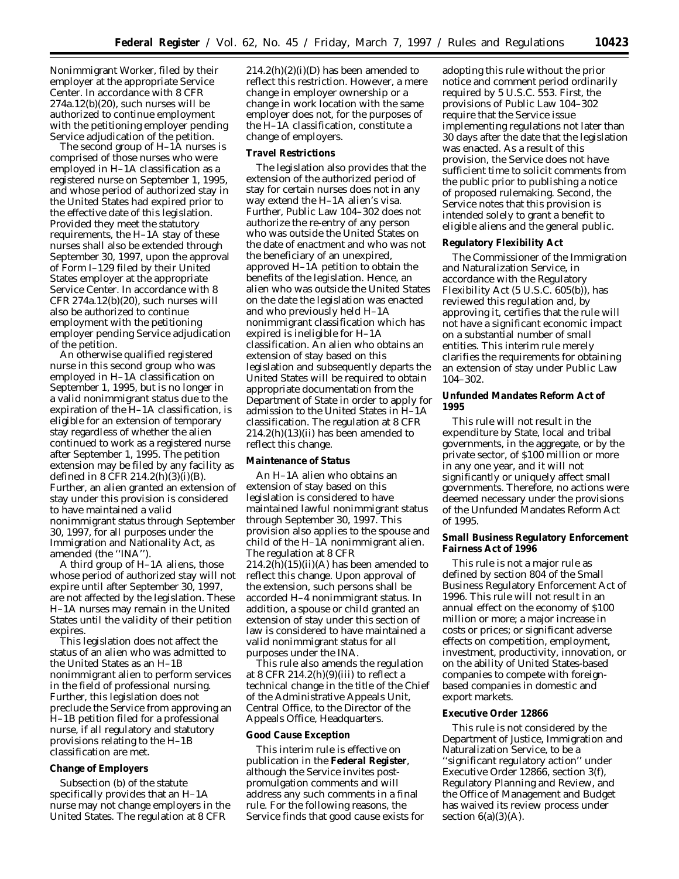Nonimmigrant Worker, filed by their employer at the appropriate Service Center. In accordance with 8 CFR 274a.12(b)(20), such nurses will be authorized to continue employment with the petitioning employer pending Service adjudication of the petition.

The second group of H–1A nurses is comprised of those nurses who were employed in H–1A classification as a registered nurse on September 1, 1995, and whose period of authorized stay in the United States had expired prior to the effective date of this legislation. Provided they meet the statutory requirements, the H–1A stay of these nurses shall also be extended through September 30, 1997, upon the approval of Form I–129 filed by their United States employer at the appropriate Service Center. In accordance with 8 CFR 274a.12(b)(20), such nurses will also be authorized to continue employment with the petitioning employer pending Service adjudication of the petition.

An otherwise qualified registered nurse in this second group who was employed in H–1A classification on September 1, 1995, but is no longer in a valid nonimmigrant status due to the expiration of the H–1A classification, is eligible for an extension of temporary stay regardless of whether the alien continued to work as a registered nurse after September 1, 1995. The petition extension may be filed by any facility as defined in 8 CFR 214.2(h)(3)(i)(B). Further, an alien granted an extension of stay under this provision is considered to have maintained a valid nonimmigrant status through September 30, 1997, for all purposes under the Immigration and Nationality Act, as amended (the ''INA'').

A third group of H–1A aliens, those whose period of authorized stay will not expire until after September 30, 1997, are not affected by the legislation. These H–1A nurses may remain in the United States until the validity of their petition expires.

This legislation does not affect the status of an alien who was admitted to the United States as an H–1B nonimmigrant alien to perform services in the field of professional nursing. Further, this legislation does not preclude the Service from approving an H–1B petition filed for a professional nurse, if all regulatory and statutory provisions relating to the H–1B classification are met.

**Change of Employers**

Subsection (b) of the statute specifically provides that an H–1A nurse may not change employers in the United States. The regulation at 8 CFR 214.2(h)(2)(i)(D) has been amended to reflect this restriction. However, a mere change in employer ownership or a change in work location with the same employer does not, for the purposes of the H–1A classification, constitute a change of employers.

**Travel Restrictions**

The legislation also provides that the extension of the authorized period of stay for certain nurses does not in any way extend the H–1A alien's visa. Further, Public Law 104–302 does not authorize the re-entry of any person who was outside the United States on the date of enactment and who was not the beneficiary of an unexpired, approved H–1A petition to obtain the benefits of the legislation. Hence, an alien who was outside the United States on the date the legislation was enacted and who previously held H–1A nonimmigrant classification which has expired is ineligible for H–1A classification. An alien who obtains an extension of stay based on this legislation and subsequently departs the United States will be required to obtain appropriate documentation from the Department of State in order to apply for admission to the United States in H–1A classification. The regulation at 8 CFR 214.2(h)(13)(ii) has been amended to reflect this change.

**Maintenance of Status**

An H–1A alien who obtains an extension of stay based on this legislation is considered to have maintained lawful nonimmigrant status through September 30, 1997. This provision also applies to the spouse and child of the H–1A nonimmigrant alien. The regulation at 8 CFR 214.2(h)(15)(ii)(A) has been amended to reflect this change. Upon approval of the extension, such persons shall be accorded H–4 nonimmigrant status. In addition, a spouse or child granted an extension of stay under this section of law is considered to have maintained a valid nonimmigrant status for all purposes under the INA.

This rule also amends the regulation at 8 CFR 214.2(h)(9)(iii) to reflect a technical change in the title of the Chief of the Administrative Appeals Unit, Central Office, to the Director of the Appeals Office, Headquarters.

**Good Cause Exception**

This interim rule is effective on publication in the **Federal Register**, although the Service invites post-promulgation comments and will address any such comments in a final rule. For the following reasons, the Service finds that good cause exists for adopting this rule without the prior notice and comment period ordinarily required by 5 U.S.C. 553. First, the provisions of Public Law 104–302 require that the Service issue implementing regulations not later than 30 days after the date that the legislation was enacted. As a result of this provision, the Service does not have sufficient time to solicit comments from the public prior to publishing a notice of proposed rulemaking. Second, the Service notes that this provision is intended solely to grant a benefit to eligible aliens and the general public.

**Regulatory Flexibility Act**

The Commissioner of the Immigration and Naturalization Service, in accordance with the Regulatory Flexibility Act (5 U.S.C. 605(b)), has reviewed this regulation and, by approving it, certifies that the rule will not have a significant economic impact on a substantial number of small entities. This interim rule merely clarifies the requirements for obtaining an extension of stay under Public Law 104–302.

**Unfunded Mandates Reform Act of 1995**

This rule will not result in the expenditure by State, local and tribal governments, in the aggregate, or by the private sector, of $100 million or more in any one year, and it will not significantly or uniquely affect small governments. Therefore, no actions were deemed necessary under the provisions of the Unfunded Mandates Reform Act of 1995.

**Small Business Regulatory Enforcement Fairness Act of 1996**

This rule is not a major rule as defined by section 804 of the Small Business Regulatory Enforcement Act of 1996. This rule will not result in an annual effect on the economy of $100 million or more; a major increase in costs or prices; or significant adverse effects on competition, employment, investment, productivity, innovation, or on the ability of United States-based companies to compete with foreign-based companies in domestic and export markets.

**Executive Order 12866**

This rule is not considered by the Department of Justice, Immigration and Naturalization Service, to be a ''significant regulatory action'' under Executive Order 12866, section 3(f), Regulatory Planning and Review, and the Office of Management and Budget has waived its review process under section 6(a)(3)(A).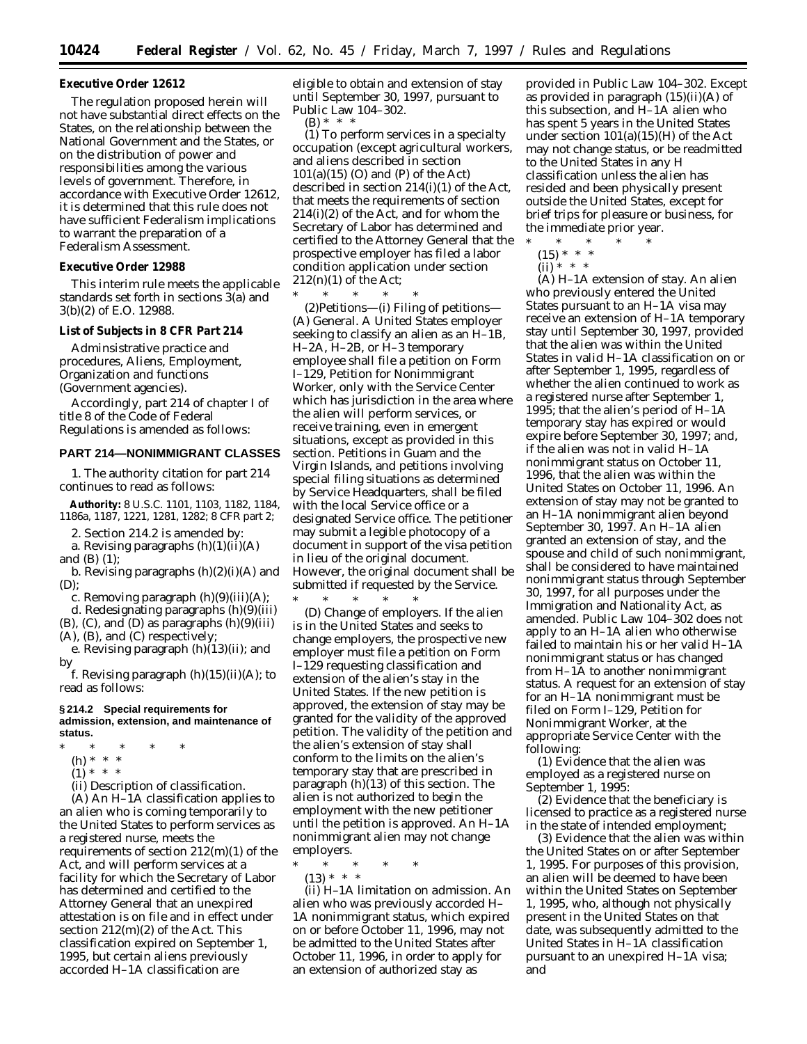**Executive Order 12612**

The regulation proposed herein will not have substantial direct effects on the States, on the relationship between the National Government and the States, or on the distribution of power and responsibilities among the various levels of government. Therefore, in accordance with Executive Order 12612, it is determined that this rule does not have sufficient Federalism implications to warrant the preparation of a Federalism Assessment.

**Executive Order 12988**

This interim rule meets the applicable standards set forth in sections 3(a) and 3(b)(2) of E.O. 12988.

**List of Subjects in 8 CFR Part 214**

Adminsistrative practice and procedures, Aliens, Employment, Organization and functions (Government agencies).

Accordingly, part 214 of chapter I of title 8 of the Code of Federal Regulations is amended as follows:

**PART 214—NONIMMIGRANT CLASSES**

1. The authority citation for part 214 continues to read as follows:

**Authority:** 8 U.S.C. 1101, 1103, 1182, 1184, 1186a, 1187, 1221, 1281, 1282; 8 CFR part 2;

2. Section 214.2 is amended by:

a. Revising paragraphs (h)(1)(ii)(A) and (B) (*1*);

b. Revising paragraphs (h)(2)(i)(A) and (D);

c. Removing paragraph (h)(9)(iii)(A);

d. Redesignating paragraphs (h)(9)(iii) (B), (C), and (D) as paragraphs (h)(9)(iii) (A), (B), and (C) respectively;

e. Revising paragraph (h)(13)(ii); and by

f. Revising paragraph (h)(15)(ii)(A); to read as follows:

**§ 214.2 Special requirements for admission, extension, and maintenance of status.**

\* \* \* \* \*

(h) \* \* \*

(1) \* \* \*

(ii) *Description of classification*.

(A) An H–1A classification applies to an alien who is coming temporarily to the United States to perform services as a registered nurse, meets the requirements of section 212(m)(1) of the Act, and will perform services at a facility for which the Secretary of Labor has determined and certified to the Attorney General that an unexpired attestation is on file and in effect under section 212(m)(2) of the Act. This classification expired on September 1, 1995, but certain aliens previously accorded H–1A classification are eligible to obtain and extension of stay until September 30, 1997, pursuant to Public Law 104–302.

(B) \* \* \*

(*1*) To perform services in a specialty occupation (except agricultural workers, and aliens described in section 101(a)(15) (O) and (P) of the Act) described in section 214(i)(1) of the Act, that meets the requirements of section 214(i)(2) of the Act, and for whom the Secretary of Labor has determined and certified to the Attorney General that the prospective employer has filed a labor condition application under section 212(n)(1) of the Act;

\* \* \* \* \*

(2)*Petitions*—(i) *Filing of petitions*—(A) *General*. A United States employer seeking to classify an alien as an H–1B, H–2A, H–2B, or H–3 temporary employee shall file a petition on Form I–129, Petition for Nonimmigrant Worker, only with the Service Center which has jurisdiction in the area where the alien will perform services, or receive training, even in emergent situations, except as provided in this section. Petitions in Guam and the Virgin Islands, and petitions involving special filing situations as determined by Service Headquarters, shall be filed with the local Service office or a designated Service office. The petitioner may submit a legible photocopy of a document in support of the visa petition in lieu of the original document. However, the original document shall be submitted if requested by the Service.

\* \* \* \* \*

(D) *Change of employers*. If the alien is in the United States and seeks to change employers, the prospective new employer must file a petition on Form I–129 requesting classification and extension of the alien's stay in the United States. If the new petition is approved, the extension of stay may be granted for the validity of the approved petition. The validity of the petition and the alien's extension of stay shall conform to the limits on the alien's temporary stay that are prescribed in paragraph (h)(13) of this section. The alien is not authorized to begin the employment with the new petitioner until the petition is approved. An H–1A nonimmigrant alien may not change employers.

\* \* \* \* \*

(13) \* \* \*

(ii) *H–1A limitation on admission*. An alien who was previously accorded H–1A nonimmigrant status, which expired on or before October 11, 1996, may not be admitted to the United States after October 11, 1996, in order to apply for an extension of authorized stay as provided in Public Law 104–302. Except as provided in paragraph (15)(ii)(A) of this subsection, and H–1A alien who has spent 5 years in the United States under section 101(a)(15)(H) of the Act may not change status, or be readmitted to the United States in any H classification unless the alien has resided and been physically present outside the United States, except for brief trips for pleasure or business, for the immediate prior year.

\* \* \* \* \*

(15) \* \* \*

(ii) \* \* \*

(A) *H–1A extension of stay*. An alien who previously entered the United States pursuant to an H–1A visa may receive an extension of H–1A temporary stay until September 30, 1997, provided that the alien was within the United States in valid H–1A classification on or after September 1, 1995, regardless of whether the alien continued to work as a registered nurse after September 1, 1995; that the alien's period of H–1A temporary stay has expired or would expire before September 30, 1997; and, if the alien was not in valid H–1A nonimmigrant status on October 11, 1996, that the alien was within the United States on October 11, 1996. An extension of stay may not be granted to an H–1A nonimmigrant alien beyond September 30, 1997. An H–1A alien granted an extension of stay, and the spouse and child of such nonimmigrant, shall be considered to have maintained nonimmigrant status through September 30, 1997, for all purposes under the Immigration and Nationality Act, as amended. Public Law 104–302 does not apply to an H–1A alien who otherwise failed to maintain his or her valid H–1A nonimmigrant status or has changed from H–1A to another nonimmigrant status. A request for an extension of stay for an H–1A nonimmigrant must be filed on Form I–129, Petition for Nonimmigrant Worker, at the appropriate Service Center with the following:

(*1*) Evidence that the alien was employed as a registered nurse on September 1, 1995:

(*2*) Evidence that the beneficiary is licensed to practice as a registered nurse in the state of intended employment;

(*3*) Evidence that the alien was within the United States on or after September 1, 1995. For purposes of this provision, an alien will be deemed to have been within the United States on September 1, 1995, who, although not physically present in the United States on that date, was subsequently admitted to the United States in H–1A classification pursuant to an unexpired H–1A visa; and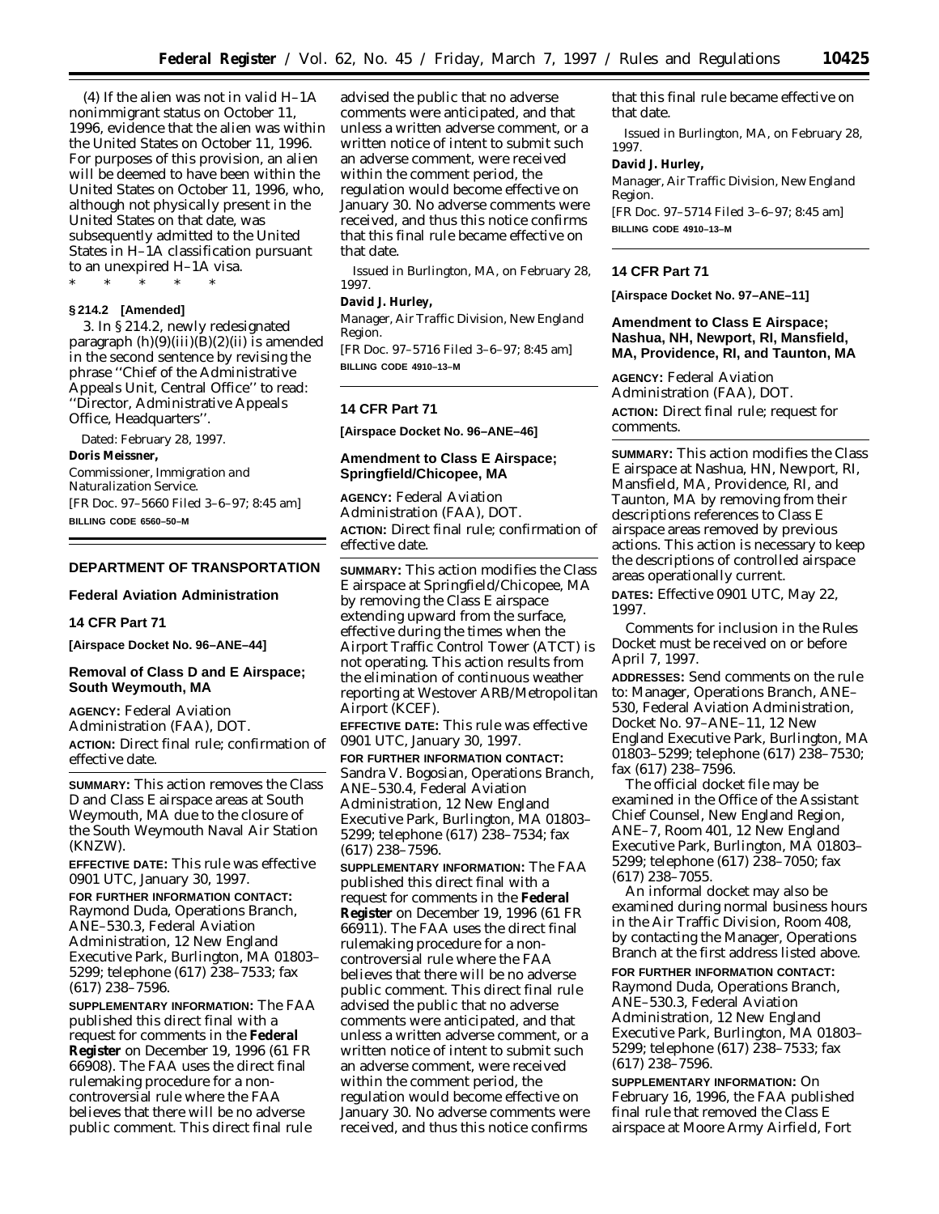(4) If the alien was not in valid H–1A nonimmigrant status on October 11, 1996, evidence that the alien was within the United States on October 11, 1996. For purposes of this provision, an alien will be deemed to have been within the United States on October 11, 1996, who, although not physically present in the United States on that date, was subsequently admitted to the United States in H–1A classification pursuant to an unexpired H–1A visa.

\* \* \* \* \*

**§ 214.2 [Amended]**

3. In § 214.2, newly redesignated paragraph (h)(9)(iii)(B)(2)(ii) is amended in the second sentence by revising the phrase ''Chief of the Administrative Appeals Unit, Central Office'' to read: ''Director, Administrative Appeals Office, Headquarters''.

Dated: February 28, 1997.

**Doris Meissner,**

*Commissioner, Immigration and Naturalization Service.*

[FR Doc. 97–5660 Filed 3–6–97; 8:45 am]

BILLING CODE 6560–50–M

---

## DEPARTMENT OF TRANSPORTATION

### Federal Aviation Administration

### 14 CFR Part 71

**[Airspace Docket No. 96–ANE–44]**

### Removal of Class D and E Airspace; South Weymouth, MA

**AGENCY:** Federal Aviation Administration (FAA), DOT.

**ACTION:** Direct final rule; confirmation of effective date.

**SUMMARY:** This action removes the Class D and Class E airspace areas at South Weymouth, MA due to the closure of the South Weymouth Naval Air Station (KNZW).

**EFFECTIVE DATE:** This rule was effective 0901 UTC, January 30, 1997.

**FOR FURTHER INFORMATION CONTACT:** Raymond Duda, Operations Branch, ANE–530.3, Federal Aviation Administration, 12 New England Executive Park, Burlington, MA 01803–5299; telephone (617) 238–7533; fax (617) 238–7596.

**SUPPLEMENTARY INFORMATION:** The FAA published this direct final with a request for comments in the **Federal Register** on December 19, 1996 (61 FR 66908). The FAA uses the direct final rulemaking procedure for a non-controversial rule where the FAA believes that there will be no adverse public comment. This direct final rule advised the public that no adverse comments were anticipated, and that unless a written adverse comment, or a written notice of intent to submit such an adverse comment, were received within the comment period, the regulation would become effective on January 30. No adverse comments were received, and thus this notice confirms that this final rule became effective on that date.

Issued in Burlington, MA, on February 28, 1997.

**David J. Hurley,**

*Manager, Air Traffic Division, New England Region.*

[FR Doc. 97–5716 Filed 3–6–97; 8:45 am]

BILLING CODE 4910–13–M

---

### 14 CFR Part 71

**[Airspace Docket No. 96–ANE–46]**

### Amendment to Class E Airspace; Springfield/Chicopee, MA

**AGENCY:** Federal Aviation Administration (FAA), DOT.

**ACTION:** Direct final rule; confirmation of effective date.

**SUMMARY:** This action modifies the Class E airspace at Springfield/Chicopee, MA by removing the Class E airspace extending upward from the surface, effective during the times when the Airport Traffic Control Tower (ATCT) is not operating. This action results from the elimination of continuous weather reporting at Westover ARB/Metropolitan Airport (KCEF).

**EFFECTIVE DATE:** This rule was effective 0901 UTC, January 30, 1997.

**FOR FURTHER INFORMATION CONTACT:** Sandra V. Bogosian, Operations Branch, ANE–530.4, Federal Aviation Administration, 12 New England Executive Park, Burlington, MA 01803–5299; telephone (617) 238–7534; fax (617) 238–7596.

**SUPPLEMENTARY INFORMATION:** The FAA published this direct final with a request for comments in the **Federal Register** on December 19, 1996 (61 FR 66911). The FAA uses the direct final rulemaking procedure for a non-controversial rule where the FAA believes that there will be no adverse public comment. This direct final rule advised the public that no adverse comments were anticipated, and that unless a written adverse comment, or a written notice of intent to submit such an adverse comment, were received within the comment period, the regulation would become effective on January 30. No adverse comments were received, and thus this notice confirms that this final rule became effective on that date.

Issued in Burlington, MA, on February 28, 1997.

**David J. Hurley,**

*Manager, Air Traffic Division, New England Region.*

[FR Doc. 97–5714 Filed 3–6–97; 8:45 am]

BILLING CODE 4910–13–M

---

### 14 CFR Part 71

**[Airspace Docket No. 97–ANE–11]**

### Amendment to Class E Airspace; Nashua, NH, Newport, RI, Mansfield, MA, Providence, RI, and Taunton, MA

**AGENCY:** Federal Aviation Administration (FAA), DOT.

**ACTION:** Direct final rule; request for comments.

**SUMMARY:** This action modifies the Class E airspace at Nashua, HN, Newport, RI, Mansfield, MA, Providence, RI, and Taunton, MA by removing from their descriptions references to Class E airspace areas removed by previous actions. This action is necessary to keep the descriptions of controlled airspace areas operationally current.

**DATES:** Effective 0901 UTC, May 22, 1997.

Comments for inclusion in the Rules Docket must be received on or before April 7, 1997.

**ADDRESSES:** Send comments on the rule to: Manager, Operations Branch, ANE–530, Federal Aviation Administration, Docket No. 97–ANE–11, 12 New England Executive Park, Burlington, MA 01803–5299; telephone (617) 238–7530; fax (617) 238–7596.

The official docket file may be examined in the Office of the Assistant Chief Counsel, New England Region, ANE–7, Room 401, 12 New England Executive Park, Burlington, MA 01803–5299; telephone (617) 238–7050; fax (617) 238–7055.

An informal docket may also be examined during normal business hours in the Air Traffic Division, Room 408, by contacting the Manager, Operations Branch at the first address listed above.

**FOR FURTHER INFORMATION CONTACT:** Raymond Duda, Operations Branch, ANE–530.3, Federal Aviation Administration, 12 New England Executive Park, Burlington, MA 01803–5299; telephone (617) 238–7533; fax (617) 238–7596.

**SUPPLEMENTARY INFORMATION:** On February 16, 1996, the FAA published final rule that removed the Class E airspace at Moore Army Airfield, Fort